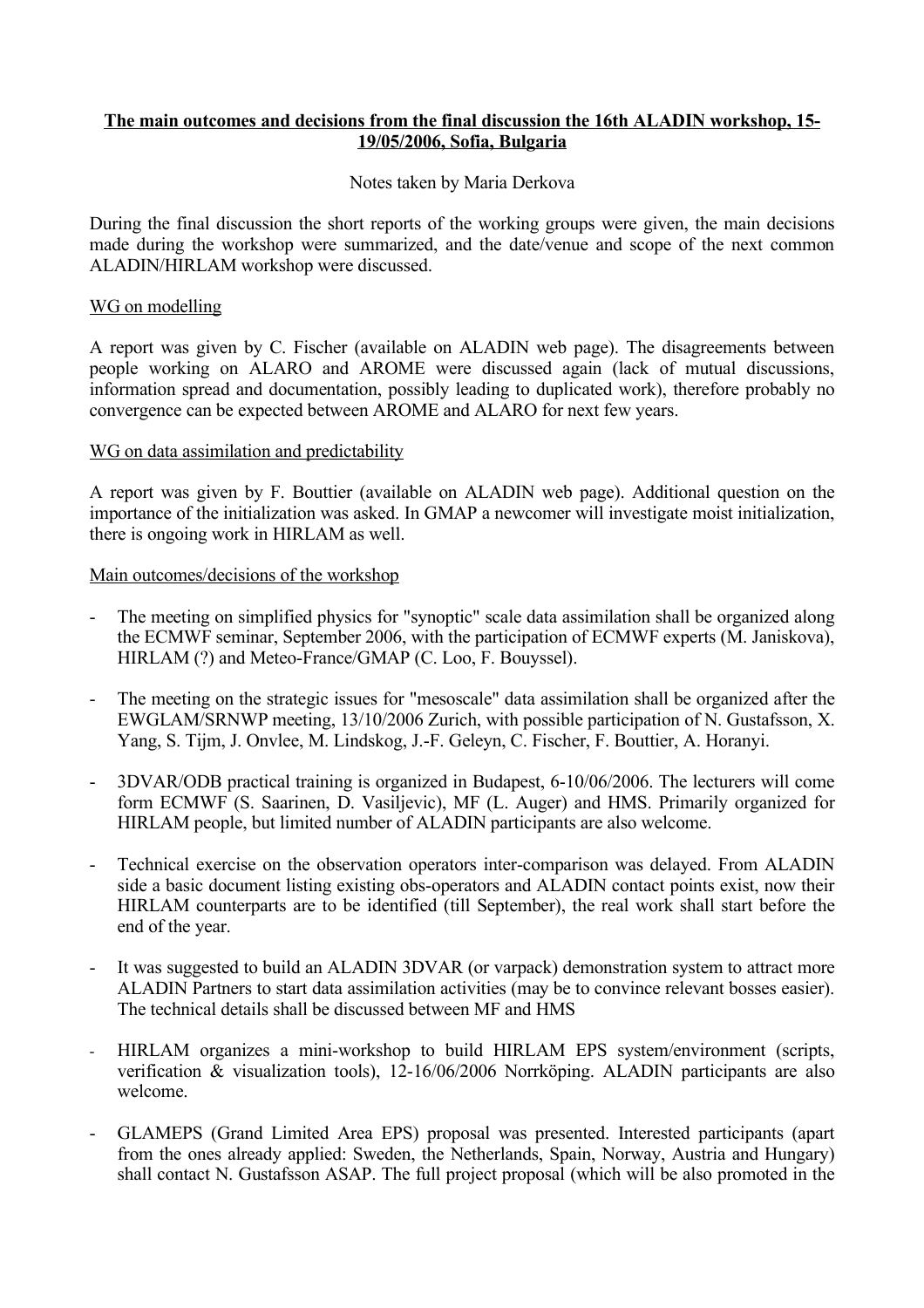**The main outcomes and decisions from the final discussion the 16th ALADIN workshop, 15-19/05/2006, Sofia, Bulgaria**

Notes taken by Maria Derkova

During the final discussion the short reports of the working groups were given, the main decisions made during the workshop were summarized, and the date/venue and scope of the next common ALADIN/HIRLAM workshop were discussed.

WG on modelling

A report was given by C. Fischer (available on ALADIN web page). The disagreements between people working on ALARO and AROME were discussed again (lack of mutual discussions, information spread and documentation, possibly leading to duplicated work), therefore probably no convergence can be expected between AROME and ALARO for next few years.

WG on data assimilation and predictability

A report was given by F. Bouttier (available on ALADIN web page). Additional question on the importance of the initialization was asked. In GMAP a newcomer will investigate moist initialization, there is ongoing work in HIRLAM as well.

Main outcomes/decisions of the workshop

- The meeting on simplified physics for "synoptic" scale data assimilation shall be organized along the ECMWF seminar, September 2006, with the participation of ECMWF experts (M. Janiskova), HIRLAM (?) and Meteo-France/GMAP (C. Loo, F. Bouyssel).
- The meeting on the strategic issues for "mesoscale" data assimilation shall be organized after the EWGLAM/SRNWP meeting, 13/10/2006 Zurich, with possible participation of N. Gustafsson, X. Yang, S. Tijm, J. Onvlee, M. Lindskog, J.-F. Geleyn, C. Fischer, F. Bouttier, A. Horanyi.
- 3DVAR/ODB practical training is organized in Budapest, 6-10/06/2006. The lecturers will come form ECMWF (S. Saarinen, D. Vasiljevic), MF (L. Auger) and HMS. Primarily organized for HIRLAM people, but limited number of ALADIN participants are also welcome.
- Technical exercise on the observation operators inter-comparison was delayed. From ALADIN side a basic document listing existing obs-operators and ALADIN contact points exist, now their HIRLAM counterparts are to be identified (till September), the real work shall start before the end of the year.
- It was suggested to build an ALADIN 3DVAR (or varpack) demonstration system to attract more ALADIN Partners to start data assimilation activities (may be to convince relevant bosses easier). The technical details shall be discussed between MF and HMS
- HIRLAM organizes a mini-workshop to build HIRLAM EPS system/environment (scripts, verification & visualization tools), 12-16/06/2006 Norrköping. ALADIN participants are also welcome.
- GLAMEPS (Grand Limited Area EPS) proposal was presented. Interested participants (apart from the ones already applied: Sweden, the Netherlands, Spain, Norway, Austria and Hungary) shall contact N. Gustafsson ASAP. The full project proposal (which will be also promoted in the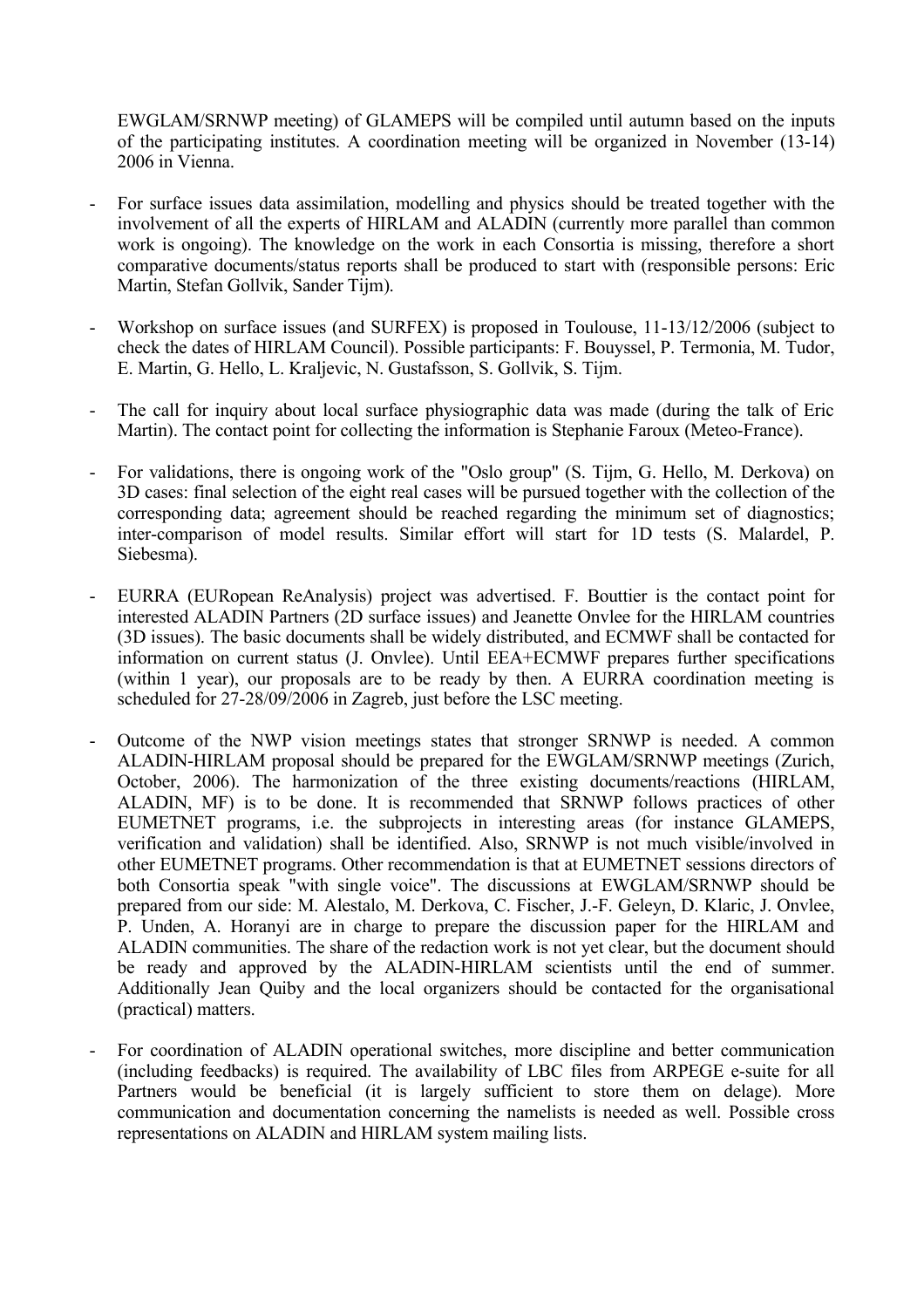EWGLAM/SRNWP meeting) of GLAMEPS will be compiled until autumn based on the inputs of the participating institutes. A coordination meeting will be organized in November (13-14) 2006 in Vienna.

- For surface issues data assimilation, modelling and physics should be treated together with the involvement of all the experts of HIRLAM and ALADIN (currently more parallel than common work is ongoing). The knowledge on the work in each Consortia is missing, therefore a short comparative documents/status reports shall be produced to start with (responsible persons: Eric Martin, Stefan Gollvik, Sander Tijm).

- Workshop on surface issues (and SURFEX) is proposed in Toulouse, 11-13/12/2006 (subject to check the dates of HIRLAM Council). Possible participants: F. Bouyssel, P. Termonia, M. Tudor, E. Martin, G. Hello, L. Kraljevic, N. Gustafsson, S. Gollvik, S. Tijm.

- The call for inquiry about local surface physiographic data was made (during the talk of Eric Martin). The contact point for collecting the information is Stephanie Faroux (Meteo-France).

- For validations, there is ongoing work of the "Oslo group" (S. Tijm, G. Hello, M. Derkova) on 3D cases: final selection of the eight real cases will be pursued together with the collection of the corresponding data; agreement should be reached regarding the minimum set of diagnostics; inter-comparison of model results. Similar effort will start for 1D tests (S. Malardel, P. Siebesma).

- EURRA (EURopean ReAnalysis) project was advertised. F. Bouttier is the contact point for interested ALADIN Partners (2D surface issues) and Jeanette Onvlee for the HIRLAM countries (3D issues). The basic documents shall be widely distributed, and ECMWF shall be contacted for information on current status (J. Onvlee). Until EEA+ECMWF prepares further specifications (within 1 year), our proposals are to be ready by then. A EURRA coordination meeting is scheduled for 27-28/09/2006 in Zagreb, just before the LSC meeting.

- Outcome of the NWP vision meetings states that stronger SRNWP is needed. A common ALADIN-HIRLAM proposal should be prepared for the EWGLAM/SRNWP meetings (Zurich, October, 2006). The harmonization of the three existing documents/reactions (HIRLAM, ALADIN, MF) is to be done. It is recommended that SRNWP follows practices of other EUMETNET programs, i.e. the subprojects in interesting areas (for instance GLAMEPS, verification and validation) shall be identified. Also, SRNWP is not much visible/involved in other EUMETNET programs. Other recommendation is that at EUMETNET sessions directors of both Consortia speak "with single voice". The discussions at EWGLAM/SRNWP should be prepared from our side: M. Alestalo, M. Derkova, C. Fischer, J.-F. Geleyn, D. Klaric, J. Onvlee, P. Unden, A. Horanyi are in charge to prepare the discussion paper for the HIRLAM and ALADIN communities. The share of the redaction work is not yet clear, but the document should be ready and approved by the ALADIN-HIRLAM scientists until the end of summer. Additionally Jean Quiby and the local organizers should be contacted for the organisational (practical) matters.

- For coordination of ALADIN operational switches, more discipline and better communication (including feedbacks) is required. The availability of LBC files from ARPEGE e-suite for all Partners would be beneficial (it is largely sufficient to store them on delage). More communication and documentation concerning the namelists is needed as well. Possible cross representations on ALADIN and HIRLAM system mailing lists.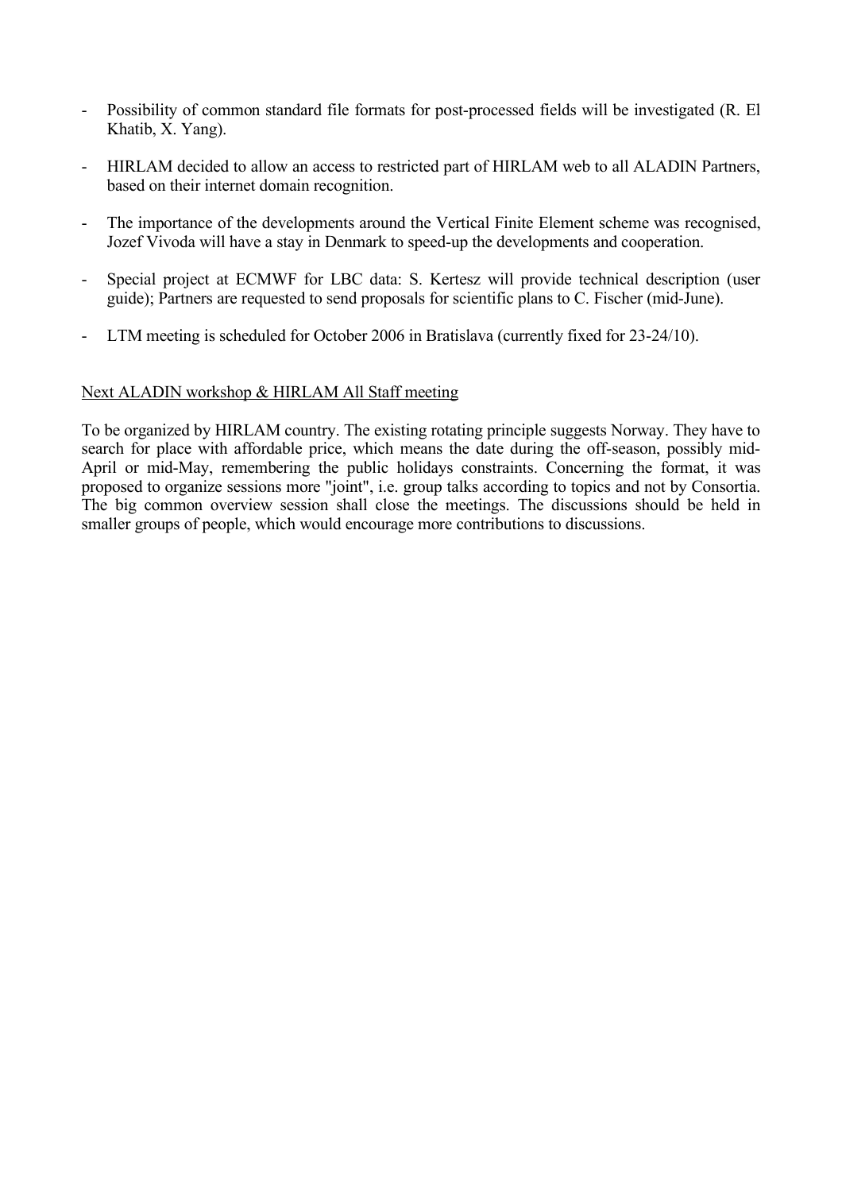- Possibility of common standard file formats for post-processed fields will be investigated (R. El Khatib, X. Yang).

- HIRLAM decided to allow an access to restricted part of HIRLAM web to all ALADIN Partners, based on their internet domain recognition.

- The importance of the developments around the Vertical Finite Element scheme was recognised, Jozef Vivoda will have a stay in Denmark to speed-up the developments and cooperation.

- Special project at ECMWF for LBC data: S. Kertesz will provide technical description (user guide); Partners are requested to send proposals for scientific plans to C. Fischer (mid-June).

- LTM meeting is scheduled for October 2006 in Bratislava (currently fixed for 23-24/10).

<u>Next ALADIN workshop & HIRLAM All Staff meeting</u>

To be organized by HIRLAM country. The existing rotating principle suggests Norway. They have to search for place with affordable price, which means the date during the off-season, possibly mid-April or mid-May, remembering the public holidays constraints. Concerning the format, it was proposed to organize sessions more "joint", i.e. group talks according to topics and not by Consortia. The big common overview session shall close the meetings. The discussions should be held in smaller groups of people, which would encourage more contributions to discussions.